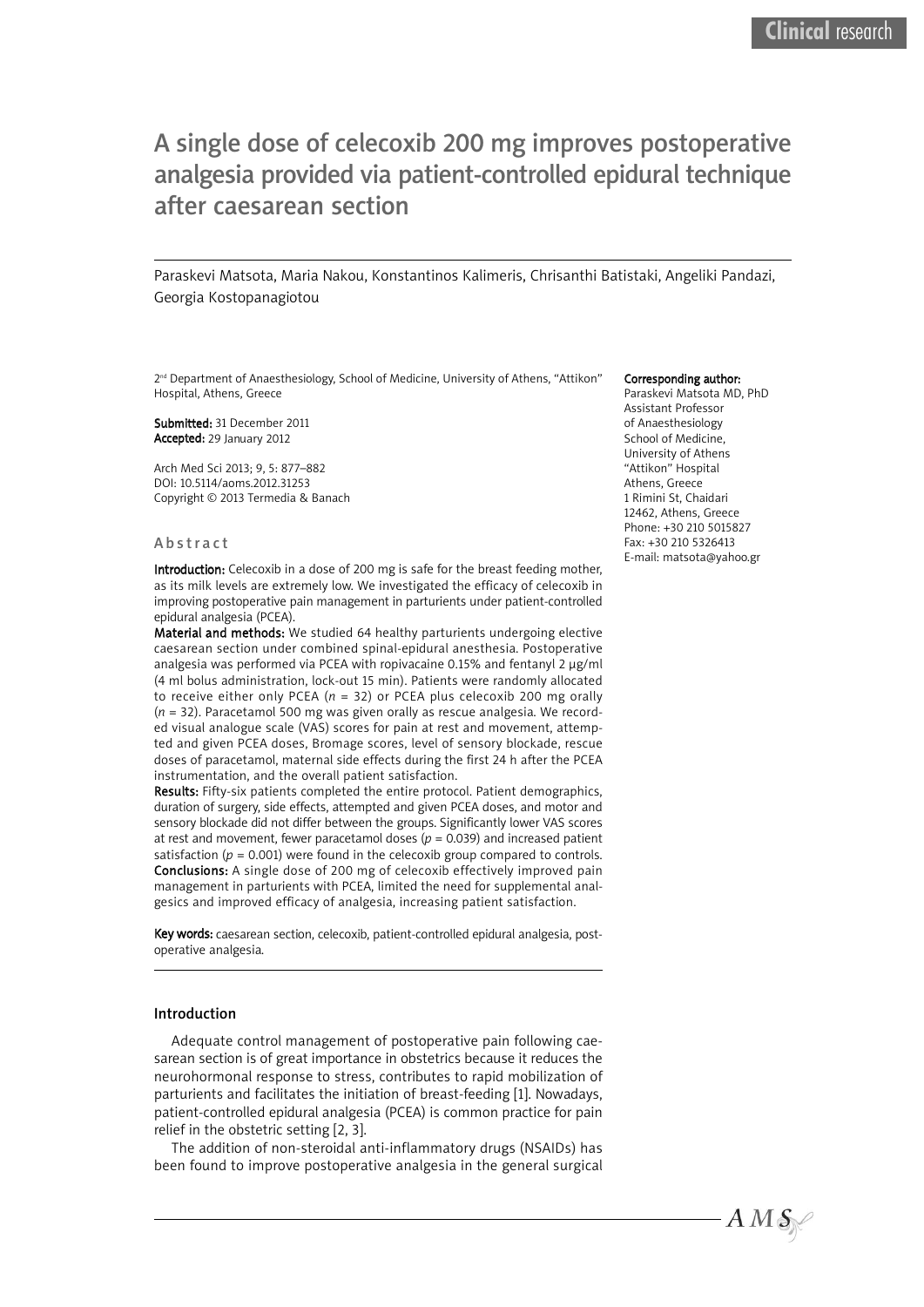# A single dose of celecoxib 200 mg improves postoperative analgesia provided via patient-controlled epidural technique after caesarean section

Paraskevi Matsota, Maria Nakou, Konstantinos Kalimeris, Chrisanthi Batistaki, Angeliki Pandazi, Georgia Kostopanagiotou

2nd Department of Anaesthesiology, School of Medicine, University of Athens, "Attikon" Hospital, Athens, Greece

**Submitted:** 31 December 2011
**Accepted:** 29 January 2012

Arch Med Sci 2013; 9, 5: 877–882
DOI: 10.5114/aoms.2012.31253
Copyright © 2013 Termedia & Banach

**Corresponding author:**
Paraskevi Matsota MD, PhD
Assistant Professor of Anaesthesiology
School of Medicine, University of Athens
"Attikon" Hospital
Athens, Greece
1 Rimini St, Chaidari
12462, Athens, Greece
Phone: +30 210 5015827
Fax: +30 210 5326413
E-mail: matsota@yahoo.gr

## Abstract

**Introduction:** Celecoxib in a dose of 200 mg is safe for the breast feeding mother, as its milk levels are extremely low. We investigated the efficacy of celecoxib in improving postoperative pain management in parturients under patient-controlled epidural analgesia (PCEA).

**Material and methods:** We studied 64 healthy parturients undergoing elective caesarean section under combined spinal-epidural anesthesia. Postoperative analgesia was performed via PCEA with ropivacaine 0.15% and fentanyl 2 μg/ml (4 ml bolus administration, lock-out 15 min). Patients were randomly allocated to receive either only PCEA (*n* = 32) or PCEA plus celecoxib 200 mg orally (*n* = 32). Paracetamol 500 mg was given orally as rescue analgesia. We recorded visual analogue scale (VAS) scores for pain at rest and movement, attempted and given PCEA doses, Bromage scores, level of sensory blockade, rescue doses of paracetamol, maternal side effects during the first 24 h after the PCEA instrumentation, and the overall patient satisfaction.

**Results:** Fifty-six patients completed the entire protocol. Patient demographics, duration of surgery, side effects, attempted and given PCEA doses, and motor and sensory blockade did not differ between the groups. Significantly lower VAS scores at rest and movement, fewer paracetamol doses ($p = 0.039$) and increased patient satisfaction ($p = 0.001$) were found in the celecoxib group compared to controls.

**Conclusions:** A single dose of 200 mg of celecoxib effectively improved pain management in parturients with PCEA, limited the need for supplemental analgesics and improved efficacy of analgesia, increasing patient satisfaction.

**Key words:** caesarean section, celecoxib, patient-controlled epidural analgesia, postoperative analgesia.

## Introduction

Adequate control management of postoperative pain following caesarean section is of great importance in obstetrics because it reduces the neurohormonal response to stress, contributes to rapid mobilization of parturients and facilitates the initiation of breast-feeding [1]. Nowadays, patient-controlled epidural analgesia (PCEA) is common practice for pain relief in the obstetric setting [2, 3].

The addition of non-steroidal anti-inflammatory drugs (NSAIDs) has been found to improve postoperative analgesia in the general surgical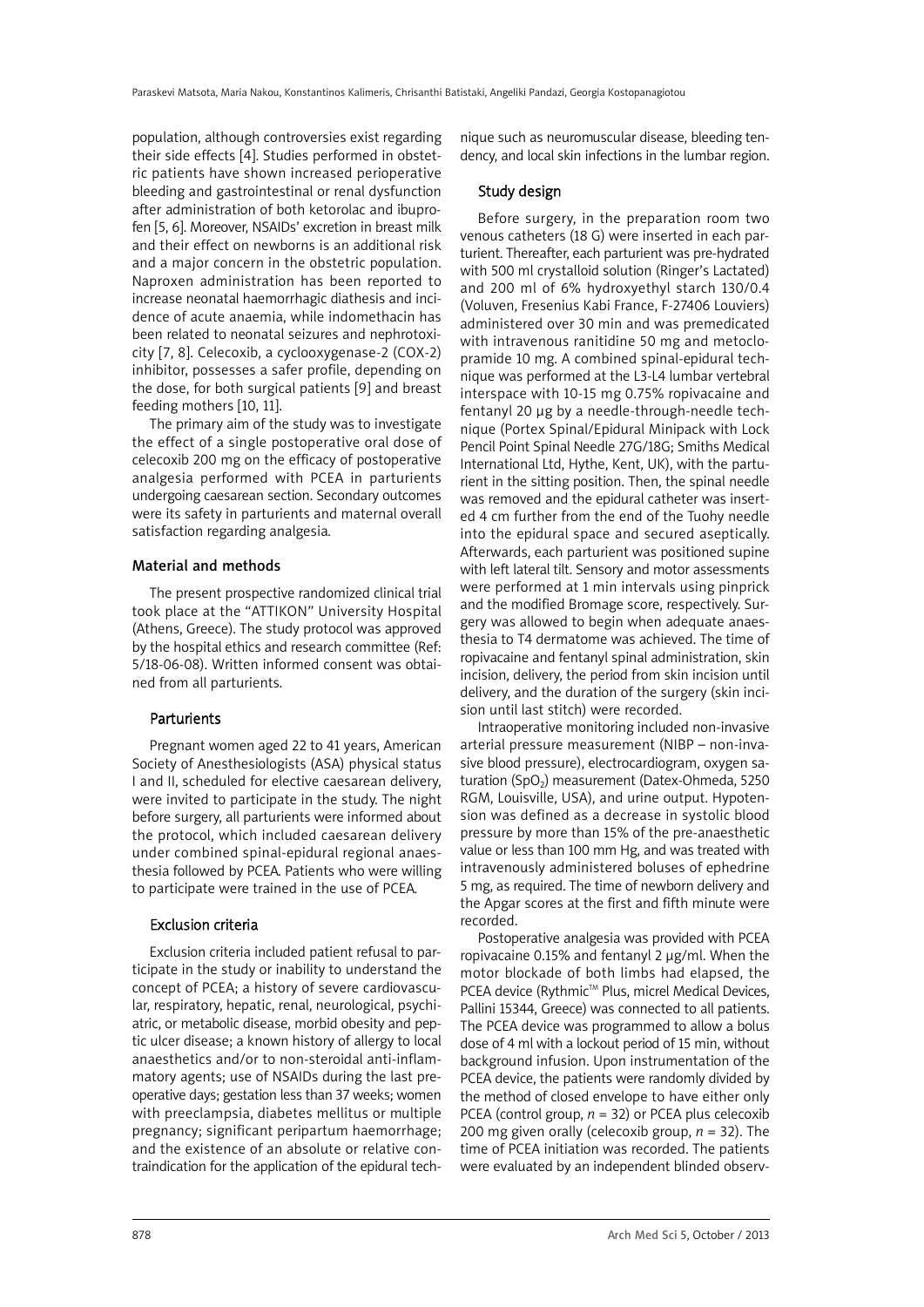population, although controversies exist regarding their side effects [4]. Studies performed in obstetric patients have shown increased perioperative bleeding and gastrointestinal or renal dysfunction after administration of both ketorolac and ibuprofen [5, 6]. Moreover, NSAIDs' excretion in breast milk and their effect on newborns is an additional risk and a major concern in the obstetric population. Naproxen administration has been reported to increase neonatal haemorrhagic diathesis and incidence of acute anaemia, while indomethacin has been related to neonatal seizures and nephrotoxicity [7, 8]. Celecoxib, a cyclooxygenase-2 (COX-2) inhibitor, possesses a safer profile, depending on the dose, for both surgical patients [9] and breast feeding mothers [10, 11].

The primary aim of the study was to investigate the effect of a single postoperative oral dose of celecoxib 200 mg on the efficacy of postoperative analgesia performed with PCEA in parturients undergoing caesarean section. Secondary outcomes were its safety in parturients and maternal overall satisfaction regarding analgesia.

## Material and methods

The present prospective randomized clinical trial took place at the "ATTIKON" University Hospital (Athens, Greece). The study protocol was approved by the hospital ethics and research committee (Ref: 5/18-06-08). Written informed consent was obtained from all parturients.

### Parturients

Pregnant women aged 22 to 41 years, American Society of Anesthesiologists (ASA) physical status I and II, scheduled for elective caesarean delivery, were invited to participate in the study. The night before surgery, all parturients were informed about the protocol, which included caesarean delivery under combined spinal-epidural regional anaesthesia followed by PCEA. Patients who were willing to participate were trained in the use of PCEA.

### Exclusion criteria

Exclusion criteria included patient refusal to participate in the study or inability to understand the concept of PCEA; a history of severe cardiovascular, respiratory, hepatic, renal, neurological, psychiatric, or metabolic disease, morbid obesity and peptic ulcer disease; a known history of allergy to local anaesthetics and/or to non-steroidal anti-inflammatory agents; use of NSAIDs during the last preoperative days; gestation less than 37 weeks; women with preeclampsia, diabetes mellitus or multiple pregnancy; significant peripartum haemorrhage; and the existence of an absolute or relative contraindication for the application of the epidural technique such as neuromuscular disease, bleeding tendency, and local skin infections in the lumbar region.

### Study design

Before surgery, in the preparation room two venous catheters (18 G) were inserted in each parturient. Thereafter, each parturient was pre-hydrated with 500 ml crystalloid solution (Ringer's Lactated) and 200 ml of 6% hydroxyethyl starch 130/0.4 (Voluven, Fresenius Kabi France, F-27406 Louviers) administered over 30 min and was premedicated with intravenous ranitidine 50 mg and metoclopramide 10 mg. A combined spinal-epidural technique was performed at the L3-L4 lumbar vertebral interspace with 10-15 mg 0.75% ropivacaine and fentanyl 20 μg by a needle-through-needle technique (Portex Spinal/Epidural Minipack with Lock Pencil Point Spinal Needle 27G/18G; Smiths Medical International Ltd, Hythe, Kent, UK), with the parturient in the sitting position. Then, the spinal needle was removed and the epidural catheter was inserted 4 cm further from the end of the Tuohy needle into the epidural space and secured aseptically. Afterwards, each parturient was positioned supine with left lateral tilt. Sensory and motor assessments were performed at 1 min intervals using pinprick and the modified Bromage score, respectively. Surgery was allowed to begin when adequate anaesthesia to T4 dermatome was achieved. The time of ropivacaine and fentanyl spinal administration, skin incision, delivery, the period from skin incision until delivery, and the duration of the surgery (skin incision until last stitch) were recorded.

Intraoperative monitoring included non-invasive arterial pressure measurement (NIBP – non-invasive blood pressure), electrocardiogram, oxygen saturation ($SpO_2$) measurement (Datex-Ohmeda, 5250 RGM, Louisville, USA), and urine output. Hypotension was defined as a decrease in systolic blood pressure by more than 15% of the pre-anaesthetic value or less than 100 mm Hg, and was treated with intravenously administered boluses of ephedrine 5 mg, as required. The time of newborn delivery and the Apgar scores at the first and fifth minute were recorded.

Postoperative analgesia was provided with PCEA ropivacaine 0.15% and fentanyl 2 μg/ml. When the motor blockade of both limbs had elapsed, the PCEA device (Rythmic™ Plus, micrel Medical Devices, Pallini 15344, Greece) was connected to all patients. The PCEA device was programmed to allow a bolus dose of 4 ml with a lockout period of 15 min, without background infusion. Upon instrumentation of the PCEA device, the patients were randomly divided by the method of closed envelope to have either only PCEA (control group, $n = 32$) or PCEA plus celecoxib 200 mg given orally (celecoxib group, $n = 32$). The time of PCEA initiation was recorded. The patients were evaluated by an independent blinded observ-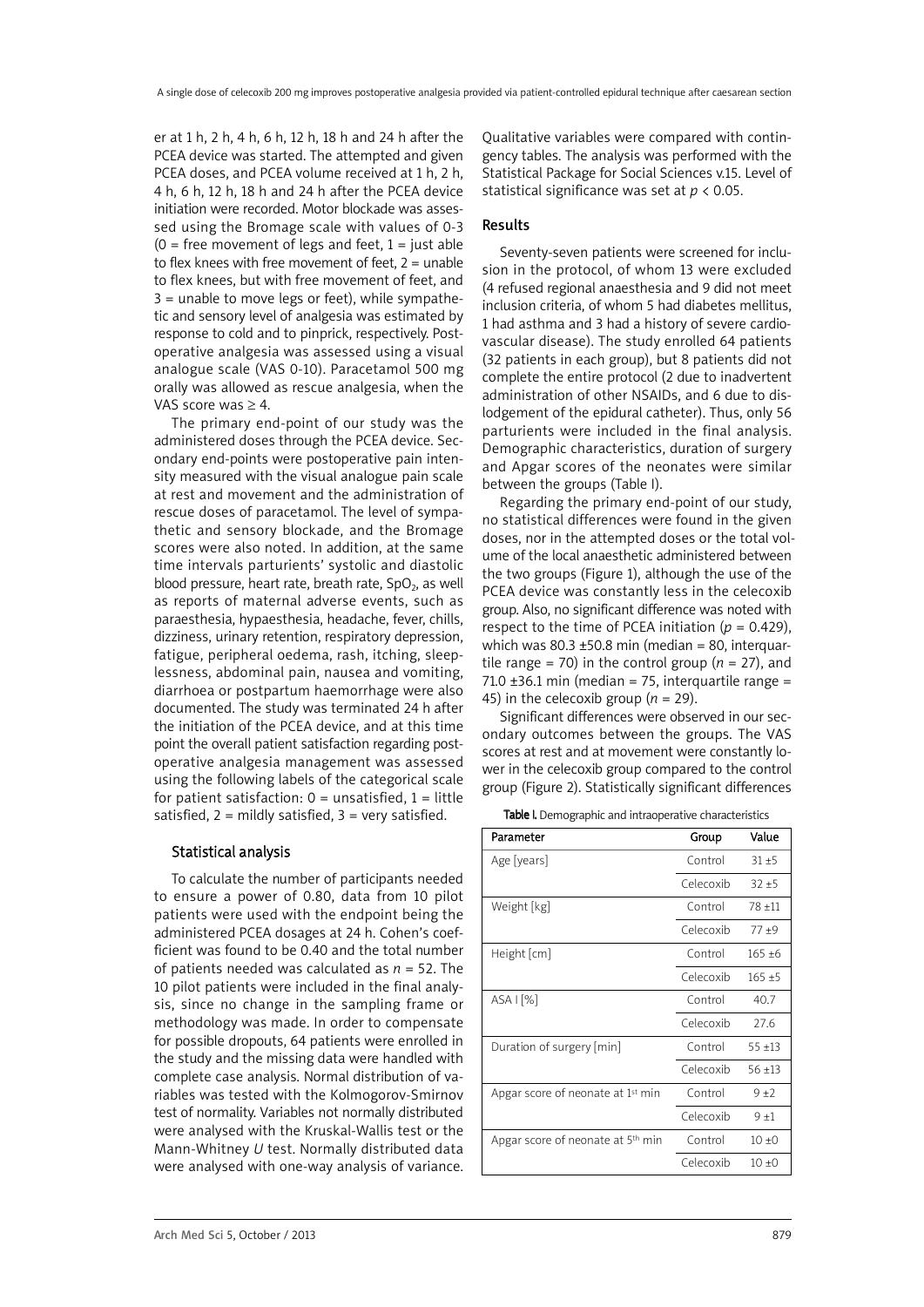er at 1 h, 2 h, 4 h, 6 h, 12 h, 18 h and 24 h after the PCEA device was started. The attempted and given PCEA doses, and PCEA volume received at 1 h, 2 h, 4 h, 6 h, 12 h, 18 h and 24 h after the PCEA device initiation were recorded. Motor blockade was assessed using the Bromage scale with values of 0-3 (0 = free movement of legs and feet, 1 = just able to flex knees with free movement of feet, 2 = unable to flex knees, but with free movement of feet, and 3 = unable to move legs or feet), while sympathetic and sensory level of analgesia was estimated by response to cold and to pinprick, respectively. Postoperative analgesia was assessed using a visual analogue scale (VAS 0-10). Paracetamol 500 mg orally was allowed as rescue analgesia, when the VAS score was ≥ 4.

The primary end-point of our study was the administered doses through the PCEA device. Secondary end-points were postoperative pain intensity measured with the visual analogue pain scale at rest and movement and the administration of rescue doses of paracetamol. The level of sympathetic and sensory blockade, and the Bromage scores were also noted. In addition, at the same time intervals parturients' systolic and diastolic blood pressure, heart rate, breath rate, $SpO_2$, as well as reports of maternal adverse events, such as paraesthesia, hypaesthesia, headache, fever, chills, dizziness, urinary retention, respiratory depression, fatigue, peripheral oedema, rash, itching, sleeplessness, abdominal pain, nausea and vomiting, diarrhoea or postpartum haemorrhage were also documented. The study was terminated 24 h after the initiation of the PCEA device, and at this time point the overall patient satisfaction regarding postoperative analgesia management was assessed using the following labels of the categorical scale for patient satisfaction: 0 = unsatisfied, 1 = little satisfied, 2 = mildly satisfied, 3 = very satisfied.

### Statistical analysis

To calculate the number of participants needed to ensure a power of 0.80, data from 10 pilot patients were used with the endpoint being the administered PCEA dosages at 24 h. Cohen's coefficient was found to be 0.40 and the total number of patients needed was calculated as $n = 52$. The 10 pilot patients were included in the final analysis, since no change in the sampling frame or methodology was made. In order to compensate for possible dropouts, 64 patients were enrolled in the study and the missing data were handled with complete case analysis. Normal distribution of variables was tested with the Kolmogorov-Smirnov test of normality. Variables not normally distributed were analysed with the Kruskal-Wallis test or the Mann-Whitney *U* test. Normally distributed data were analysed with one-way analysis of variance. Qualitative variables were compared with contingency tables. The analysis was performed with the Statistical Package for Social Sciences v.15. Level of statistical significance was set at $p < 0.05$.

## Results

Seventy-seven patients were screened for inclusion in the protocol, of whom 13 were excluded (4 refused regional anaesthesia and 9 did not meet inclusion criteria, of whom 5 had diabetes mellitus, 1 had asthma and 3 had a history of severe cardiovascular disease). The study enrolled 64 patients (32 patients in each group), but 8 patients did not complete the entire protocol (2 due to inadvertent administration of other NSAIDs, and 6 due to dislodgement of the epidural catheter). Thus, only 56 parturients were included in the final analysis. Demographic characteristics, duration of surgery and Apgar scores of the neonates were similar between the groups (Table I).

Regarding the primary end-point of our study, no statistical differences were found in the given doses, nor in the attempted doses or the total volume of the local anaesthetic administered between the two groups (Figure 1), although the use of the PCEA device was constantly less in the celecoxib group. Also, no significant difference was noted with respect to the time of PCEA initiation ($p = 0.429$), which was 80.3 ±50.8 min (median = 80, interquartile range = 70) in the control group ($n = 27$), and 71.0 ±36.1 min (median = 75, interquartile range = 45) in the celecoxib group ($n = 29$).

Significant differences were observed in our secondary outcomes between the groups. The VAS scores at rest and at movement were constantly lower in the celecoxib group compared to the control group (Figure 2). Statistically significant differences

**Table I.** Demographic and intraoperative characteristics

| Parameter | Group | Value |
|---|---|---|
| Age [years] | Control | 31 ±5 |
| | Celecoxib | 32 ±5 |
| Weight [kg] | Control | 78 ±11 |
| | Celecoxib | 77 ±9 |
| Height [cm] | Control | 165 ±6 |
| | Celecoxib | 165 ±5 |
| ASA I [%] | Control | 40.7 |
| | Celecoxib | 27.6 |
| Duration of surgery [min] | Control | 55 ±13 |
| | Celecoxib | 56 ±13 |
| Apgar score of neonate at 1st min | Control | 9 ±2 |
| | Celecoxib | 9 ±1 |
| Apgar score of neonate at 5th min | Control | 10 ±0 |
| | Celecoxib | 10 ±0 |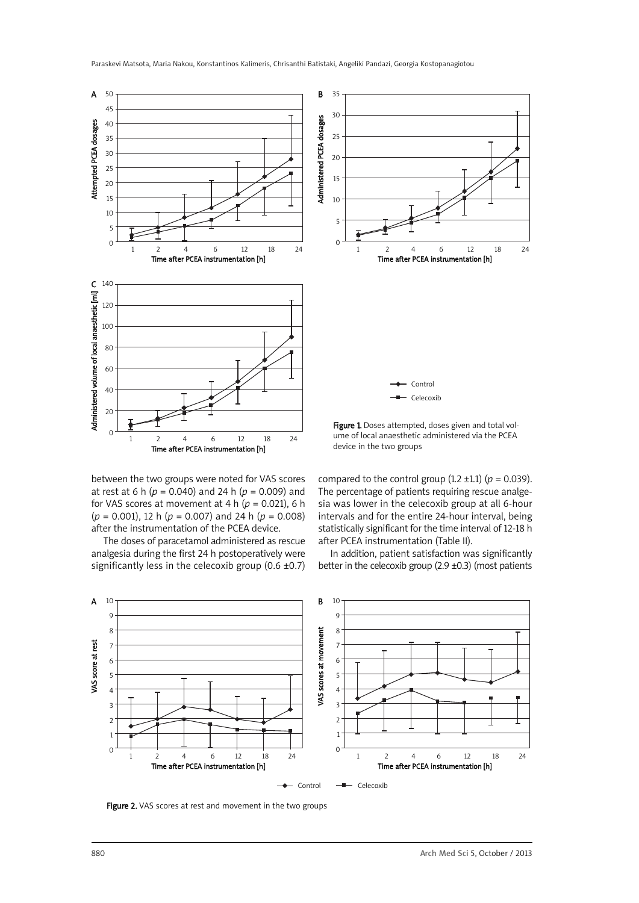Figure 1. Doses attempted, doses given and total volume of local anaesthetic administered via the PCEA device in the two groups

between the two groups were noted for VAS scores at rest at 6 h ($p = 0.040$) and 24 h ($p = 0.009$) and for VAS scores at movement at 4 h ($p = 0.021$), 6 h ($p = 0.001$), 12 h ($p = 0.007$) and 24 h ($p = 0.008$) after the instrumentation of the PCEA device.

The doses of paracetamol administered as rescue analgesia during the first 24 h postoperatively were significantly less in the celecoxib group (0.6 ±0.7) compared to the control group (1.2 ±1.1) ($p = 0.039$). The percentage of patients requiring rescue analgesia was lower in the celecoxib group at all 6-hour intervals and for the entire 24-hour interval, being statistically significant for the time interval of 12-18 h after PCEA instrumentation (Table II).

In addition, patient satisfaction was significantly better in the celecoxib group (2.9 ±0.3) (most patients

Figure 2. VAS scores at rest and movement in the two groups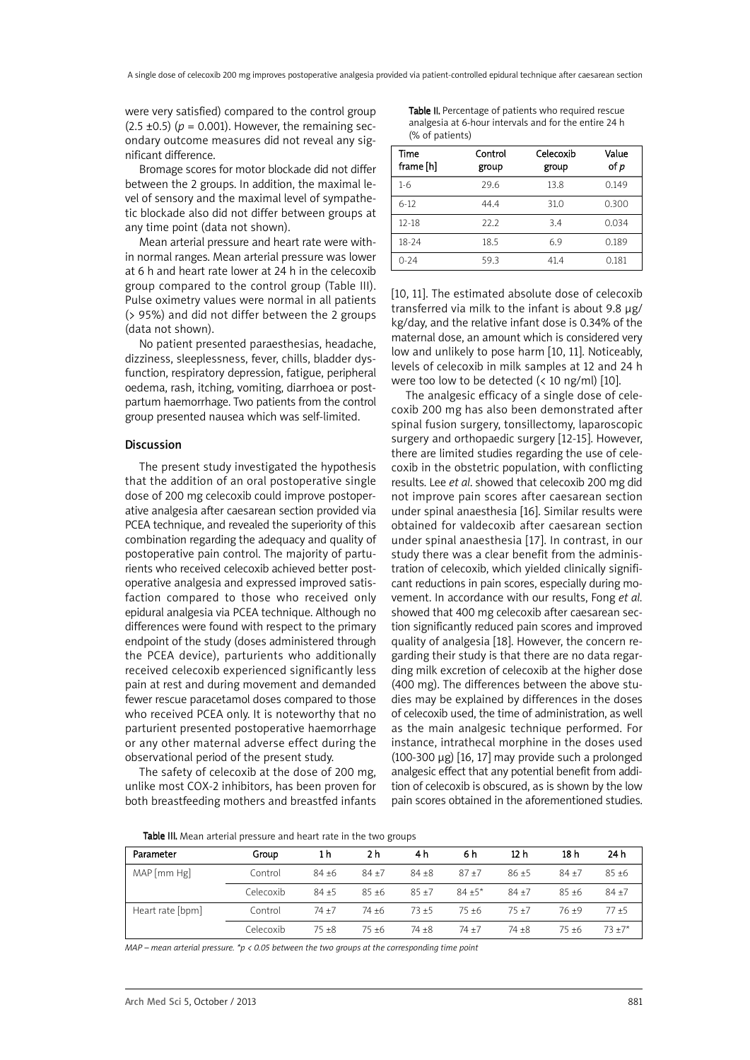were very satisfied) compared to the control group (2.5 ±0.5) ($p$ = 0.001). However, the remaining secondary outcome measures did not reveal any significant difference.

Bromage scores for motor blockade did not differ between the 2 groups. In addition, the maximal level of sensory and the maximal level of sympathetic blockade also did not differ between groups at any time point (data not shown).

Mean arterial pressure and heart rate were within normal ranges. Mean arterial pressure was lower at 6 h and heart rate lower at 24 h in the celecoxib group compared to the control group (Table III). Pulse oximetry values were normal in all patients (> 95%) and did not differ between the 2 groups (data not shown).

No patient presented paraesthesias, headache, dizziness, sleeplessness, fever, chills, bladder dysfunction, respiratory depression, fatigue, peripheral oedema, rash, itching, vomiting, diarrhoea or postpartum haemorrhage. Two patients from the control group presented nausea which was self-limited.

## Discussion

The present study investigated the hypothesis that the addition of an oral postoperative single dose of 200 mg celecoxib could improve postoperative analgesia after caesarean section provided via PCEA technique, and revealed the superiority of this combination regarding the adequacy and quality of postoperative pain control. The majority of parturients who received celecoxib achieved better postoperative analgesia and expressed improved satisfaction compared to those who received only epidural analgesia via PCEA technique. Although no differences were found with respect to the primary endpoint of the study (doses administered through the PCEA device), parturients who additionally received celecoxib experienced significantly less pain at rest and during movement and demanded fewer rescue paracetamol doses compared to those who received PCEA only. It is noteworthy that no parturient presented postoperative haemorrhage or any other maternal adverse effect during the observational period of the present study.

The safety of celecoxib at the dose of 200 mg, unlike most COX-2 inhibitors, has been proven for both breastfeeding mothers and breastfed infants [10, 11]. The estimated absolute dose of celecoxib transferred via milk to the infant is about 9.8 µg/kg/day, and the relative infant dose is 0.34% of the maternal dose, an amount which is considered very low and unlikely to pose harm [10, 11]. Noticeably, levels of celecoxib in milk samples at 12 and 24 h were too low to be detected (< 10 ng/ml) [10].

The analgesic efficacy of a single dose of celecoxib 200 mg has also been demonstrated after spinal fusion surgery, tonsillectomy, laparoscopic surgery and orthopaedic surgery [12-15]. However, there are limited studies regarding the use of celecoxib in the obstetric population, with conflicting results. Lee *et al*. showed that celecoxib 200 mg did not improve pain scores after caesarean section under spinal anaesthesia [16]. Similar results were obtained for valdecoxib after caesarean section under spinal anaesthesia [17]. In contrast, in our study there was a clear benefit from the administration of celecoxib, which yielded clinically significant reductions in pain scores, especially during movement. In accordance with our results, Fong *et al.* showed that 400 mg celecoxib after caesarean section significantly reduced pain scores and improved quality of analgesia [18]. However, the concern regarding their study is that there are no data regarding milk excretion of celecoxib at the higher dose (400 mg). The differences between the above studies may be explained by differences in the doses of celecoxib used, the time of administration, as well as the main analgesic technique performed. For instance, intrathecal morphine in the doses used (100-300 µg) [16, 17] may provide such a prolonged analgesic effect that any potential benefit from addition of celecoxib is obscured, as is shown by the low pain scores obtained in the aforementioned studies.

**Table II.** Percentage of patients who required rescue analgesia at 6-hour intervals and for the entire 24 h (% of patients)

| Time frame [h] | Control group | Celecoxib group | Value of $p$ |
|---|---|---|---|
| 1-6 | 29.6 | 13.8 | 0.149 |
| 6-12 | 44.4 | 31.0 | 0.300 |
| 12-18 | 22.2 | 3.4 | 0.034 |
| 18-24 | 18.5 | 6.9 | 0.189 |
| 0-24 | 59.3 | 41.4 | 0.181 |

**Table III.** Mean arterial pressure and heart rate in the two groups

| Parameter | Group | 1 h | 2 h | 4 h | 6 h | 12 h | 18 h | 24 h |
|---|---|---|---|---|---|---|---|---|
| MAP [mm Hg] | Control | 84 ±6 | 84 ±7 | 84 ±8 | 87 ±7 | 86 ±5 | 84 ±7 | 85 ±6 |
| | Celecoxib | 84 ±5 | 85 ±6 | 85 ±7 | 84 ±5* | 84 ±7 | 85 ±6 | 84 ±7 |
| Heart rate [bpm] | Control | 74 ±7 | 74 ±6 | 73 ±5 | 75 ±6 | 75 ±7 | 76 ±9 | 77 ±5 |
| | Celecoxib | 75 ±8 | 75 ±6 | 74 ±8 | 74 ±7 | 74 ±8 | 75 ±6 | 73 ±7* |

*MAP – mean arterial pressure. *$p < 0.05$ between the two groups at the corresponding time point*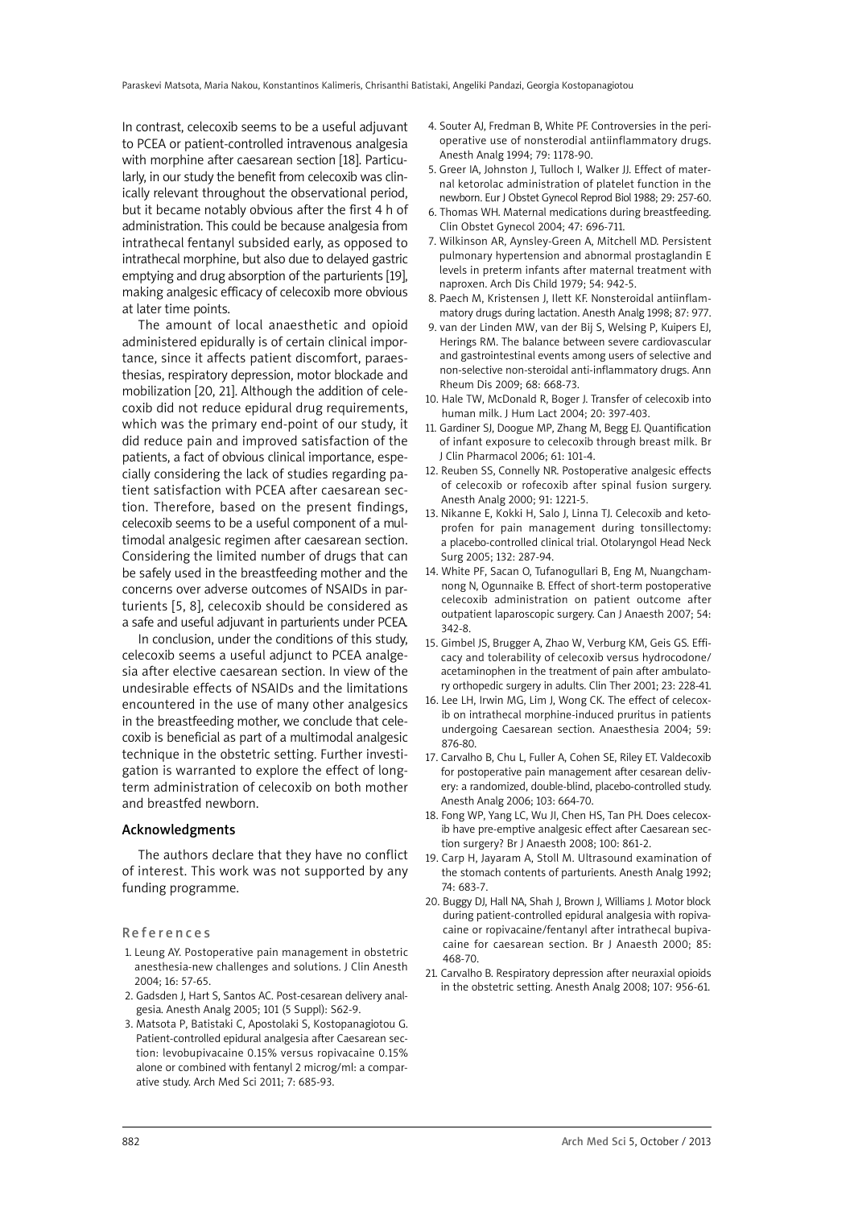In contrast, celecoxib seems to be a useful adjuvant to PCEA or patient-controlled intravenous analgesia with morphine after caesarean section [18]. Particularly, in our study the benefit from celecoxib was clinically relevant throughout the observational period, but it became notably obvious after the first 4 h of administration. This could be because analgesia from intrathecal fentanyl subsided early, as opposed to intrathecal morphine, but also due to delayed gastric emptying and drug absorption of the parturients [19], making analgesic efficacy of celecoxib more obvious at later time points.

The amount of local anaesthetic and opioid administered epidurally is of certain clinical importance, since it affects patient discomfort, paraesthesias, respiratory depression, motor blockade and mobilization [20, 21]. Although the addition of celecoxib did not reduce epidural drug requirements, which was the primary end-point of our study, it did reduce pain and improved satisfaction of the patients, a fact of obvious clinical importance, especially considering the lack of studies regarding patient satisfaction with PCEA after caesarean section. Therefore, based on the present findings, celecoxib seems to be a useful component of a multimodal analgesic regimen after caesarean section. Considering the limited number of drugs that can be safely used in the breastfeeding mother and the concerns over adverse outcomes of NSAIDs in parturients [5, 8], celecoxib should be considered as a safe and useful adjuvant in parturients under PCEA.

In conclusion, under the conditions of this study, celecoxib seems a useful adjunct to PCEA analgesia after elective caesarean section. In view of the undesirable effects of NSAIDs and the limitations encountered in the use of many other analgesics in the breastfeeding mother, we conclude that celecoxib is beneficial as part of a multimodal analgesic technique in the obstetric setting. Further investigation is warranted to explore the effect of long-term administration of celecoxib on both mother and breastfed newborn.

## Acknowledgments

The authors declare that they have no conflict of interest. This work was not supported by any funding programme.

## References

1. Leung AY. Postoperative pain management in obstetric anesthesia-new challenges and solutions. J Clin Anesth 2004; 16: 57-65.
2. Gadsden J, Hart S, Santos AC. Post-cesarean delivery analgesia. Anesth Analg 2005; 101 (5 Suppl): S62-9.
3. Matsota P, Batistaki C, Apostolaki S, Kostopanagiotou G. Patient-controlled epidural analgesia after Caesarean section: levobupivacaine 0.15% versus ropivacaine 0.15% alone or combined with fentanyl 2 microg/ml: a comparative study. Arch Med Sci 2011; 7: 685-93.
4. Souter AJ, Fredman B, White PF. Controversies in the perioperative use of nonsterodial antiinflammatory drugs. Anesth Analg 1994; 79: 1178-90.
5. Greer IA, Johnston J, Tulloch I, Walker JJ. Effect of maternal ketorolac administration of platelet function in the newborn. Eur J Obstet Gynecol Reprod Biol 1988; 29: 257-60.
6. Thomas WH. Maternal medications during breastfeeding. Clin Obstet Gynecol 2004; 47: 696-711.
7. Wilkinson AR, Aynsley-Green A, Mitchell MD. Persistent pulmonary hypertension and abnormal prostaglandin E levels in preterm infants after maternal treatment with naproxen. Arch Dis Child 1979; 54: 942-5.
8. Paech M, Kristensen J, Ilett KF. Nonsteroidal antiinflammatory drugs during lactation. Anesth Analg 1998; 87: 977.
9. van der Linden MW, van der Bij S, Welsing P, Kuipers EJ, Herings RM. The balance between severe cardiovascular and gastrointestinal events among users of selective and non-selective non-steroidal anti-inflammatory drugs. Ann Rheum Dis 2009; 68: 668-73.
10. Hale TW, McDonald R, Boger J. Transfer of celecoxib into human milk. J Hum Lact 2004; 20: 397-403.
11. Gardiner SJ, Doogue MP, Zhang M, Begg EJ. Quantification of infant exposure to celecoxib through breast milk. Br J Clin Pharmacol 2006; 61: 101-4.
12. Reuben SS, Connelly NR. Postoperative analgesic effects of celecoxib or rofecoxib after spinal fusion surgery. Anesth Analg 2000; 91: 1221-5.
13. Nikanne E, Kokki H, Salo J, Linna TJ. Celecoxib and ketoprofen for pain management during tonsillectomy: a placebo-controlled clinical trial. Otolaryngol Head Neck Surg 2005; 132: 287-94.
14. White PF, Sacan O, Tufanogullari B, Eng M, Nuangchamnong N, Ogunnaike B. Effect of short-term postoperative celecoxib administration on patient outcome after outpatient laparoscopic surgery. Can J Anaesth 2007; 54: 342-8.
15. Gimbel JS, Brugger A, Zhao W, Verburg KM, Geis GS. Efficacy and tolerability of celecoxib versus hydrocodone/acetaminophen in the treatment of pain after ambulatory orthopedic surgery in adults. Clin Ther 2001; 23: 228-41.
16. Lee LH, Irwin MG, Lim J, Wong CK. The effect of celecoxib on intrathecal morphine-induced pruritus in patients undergoing Caesarean section. Anaesthesia 2004; 59: 876-80.
17. Carvalho B, Chu L, Fuller A, Cohen SE, Riley ET. Valdecoxib for postoperative pain management after cesarean delivery: a randomized, double-blind, placebo-controlled study. Anesth Analg 2006; 103: 664-70.
18. Fong WP, Yang LC, Wu JI, Chen HS, Tan PH. Does celecoxib have pre-emptive analgesic effect after Caesarean section surgery? Br J Anaesth 2008; 100: 861-2.
19. Carp H, Jayaram A, Stoll M. Ultrasound examination of the stomach contents of parturients. Anesth Analg 1992; 74: 683-7.
20. Buggy DJ, Hall NA, Shah J, Brown J, Williams J. Motor block during patient-controlled epidural analgesia with ropivacaine or ropivacaine/fentanyl after intrathecal bupivacaine for caesarean section. Br J Anaesth 2000; 85: 468-70.
21. Carvalho B. Respiratory depression after neuraxial opioids in the obstetric setting. Anesth Analg 2008; 107: 956-61.